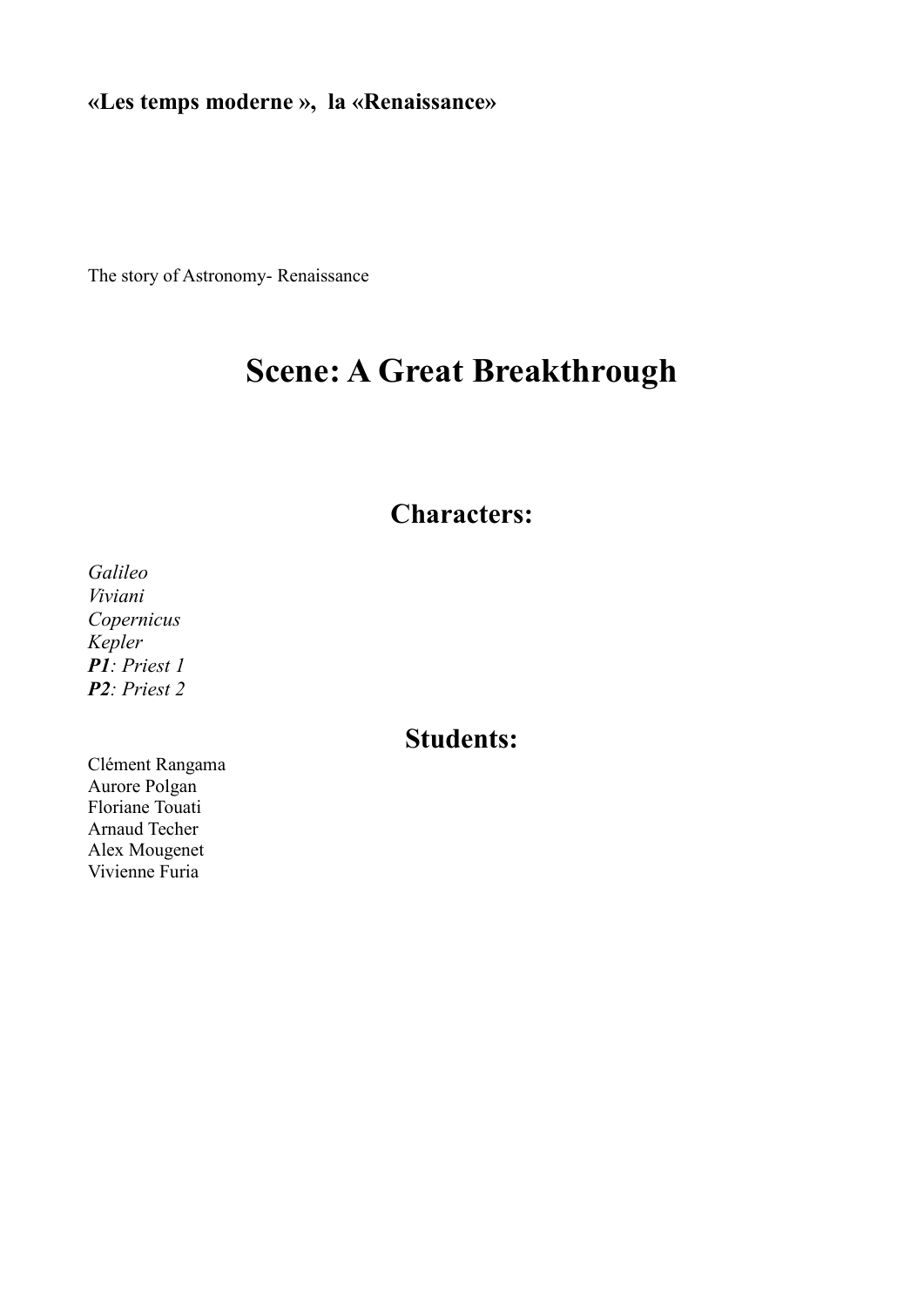**«Les temps moderne », la «Renaissance»**

The story of Astronomy- Renaissance

# Scene: A Great Breakthrough

## Characters:

*Galileo*
*Viviani*
*Copernicus*
*Kepler*
***P1**: Priest 1*
***P2**: Priest 2*

## Students:

Clément Rangama
Aurore Polgan
Floriane Touati
Arnaud Techer
Alex Mougenet
Vivienne Furia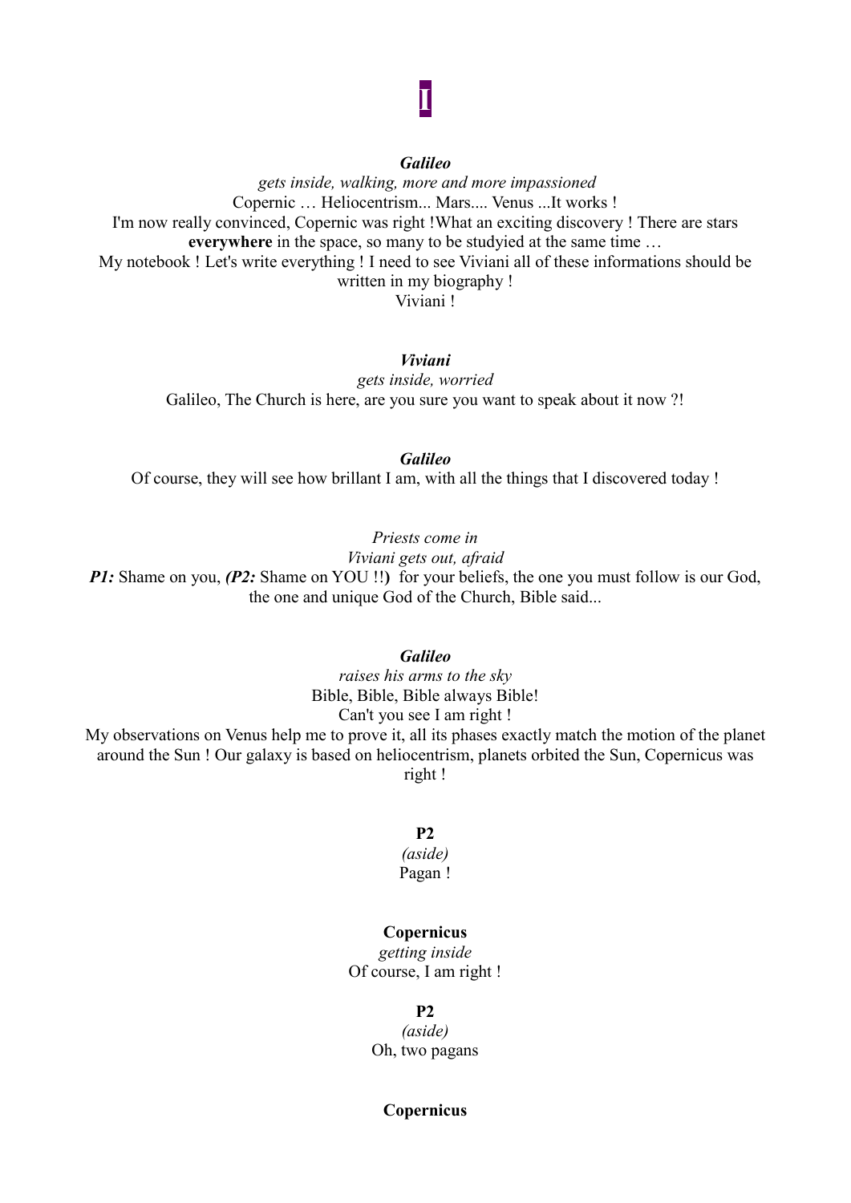# I

***Galileo***

*gets inside, walking, more and more impassioned*

Copernic … Heliocentrism... Mars.... Venus ...It works !
I'm now really convinced, Copernic was right !What an exciting discovery ! There are stars **everywhere** in the space, so many to be studyied at the same time …
My notebook ! Let's write everything ! I need to see Viviani all of these informations should be written in my biography !
Viviani !

***Viviani***

*gets inside, worried*

Galileo, The Church is here, are you sure you want to speak about it now ?!

***Galileo***

Of course, they will see how brillant I am, with all the things that I discovered today !

*Priests come in*

*Viviani gets out, afraid*

***P1:*** Shame on you, ***(P2:*** Shame on YOU !!**)** for your beliefs, the one you must follow is our God, the one and unique God of the Church, Bible said...

***Galileo***

*raises his arms to the sky*

Bible, Bible, Bible always Bible!
Can't you see I am right !
My observations on Venus help me to prove it, all its phases exactly match the motion of the planet around the Sun ! Our galaxy is based on heliocentrism, planets orbited the Sun, Copernicus was right !

**P2**

*(aside)*

Pagan !

**Copernicus**

*getting inside*

Of course, I am right !

**P2**

*(aside)*

Oh, two pagans

**Copernicus**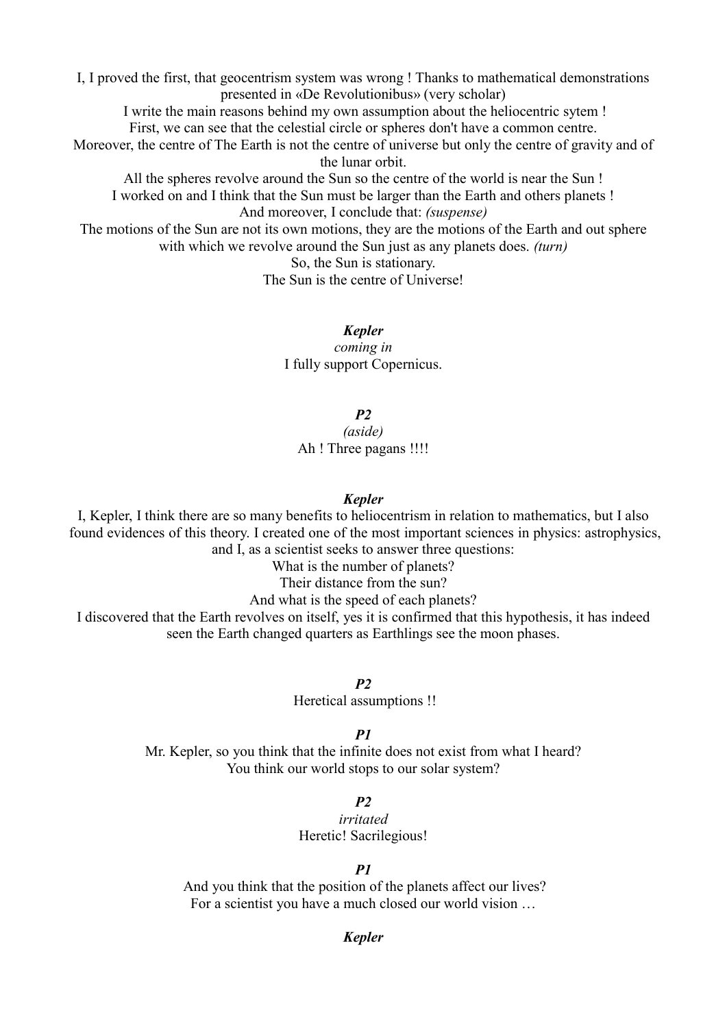I, I proved the first, that geocentrism system was wrong ! Thanks to mathematical demonstrations presented in «De Revolutionibus» (very scholar)

I write the main reasons behind my own assumption about the heliocentric sytem !

First, we can see that the celestial circle or spheres don't have a common centre.

Moreover, the centre of The Earth is not the centre of universe but only the centre of gravity and of the lunar orbit.

All the spheres revolve around the Sun so the centre of the world is near the Sun !

I worked on and I think that the Sun must be larger than the Earth and others planets !

And moreover, I conclude that: *(suspense)*

The motions of the Sun are not its own motions, they are the motions of the Earth and out sphere with which we revolve around the Sun just as any planets does. *(turn)*

So, the Sun is stationary.

The Sun is the centre of Universe!

***Kepler***

*coming in*

I fully support Copernicus.

***P2***

*(aside)*

Ah ! Three pagans !!!!

***Kepler***

I, Kepler, I think there are so many benefits to heliocentrism in relation to mathematics, but I also found evidences of this theory. I created one of the most important sciences in physics: astrophysics, and I, as a scientist seeks to answer three questions:

What is the number of planets?

Their distance from the sun?

And what is the speed of each planets?

I discovered that the Earth revolves on itself, yes it is confirmed that this hypothesis, it has indeed seen the Earth changed quarters as Earthlings see the moon phases.

***P2***

Heretical assumptions !!

***P1***

Mr. Kepler, so you think that the infinite does not exist from what I heard?

You think our world stops to our solar system?

***P2***

*irritated*

Heretic! Sacrilegious!

***P1***

And you think that the position of the planets affect our lives?

For a scientist you have a much closed our world vision …

***Kepler***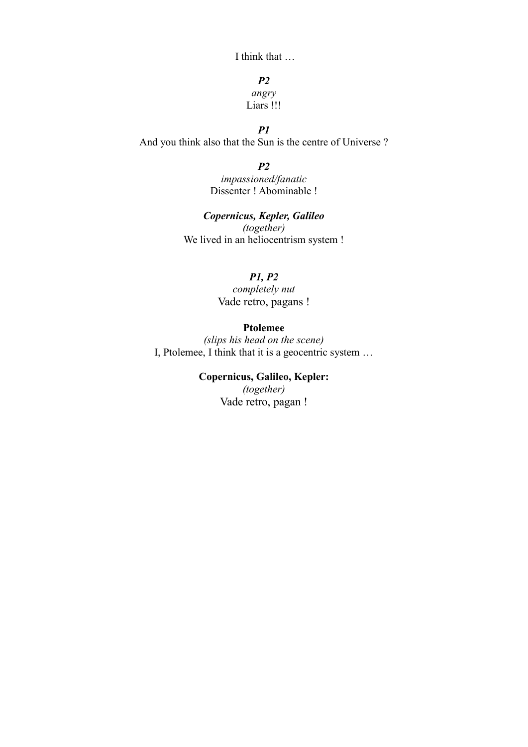I think that …

***P2***

*angry*

Liars !!!

***P1***

And you think also that the Sun is the centre of Universe ?

***P2***

*impassioned/fanatic*

Dissenter ! Abominable !

***Copernicus, Kepler, Galileo***

*(together)*

We lived in an heliocentrism system !

***P1, P2***

*completely nut*

Vade retro, pagans !

**Ptolemee**

*(slips his head on the scene)*

I, Ptolemee, I think that it is a geocentric system …

**Copernicus, Galileo, Kepler:**

*(together)*

Vade retro, pagan !